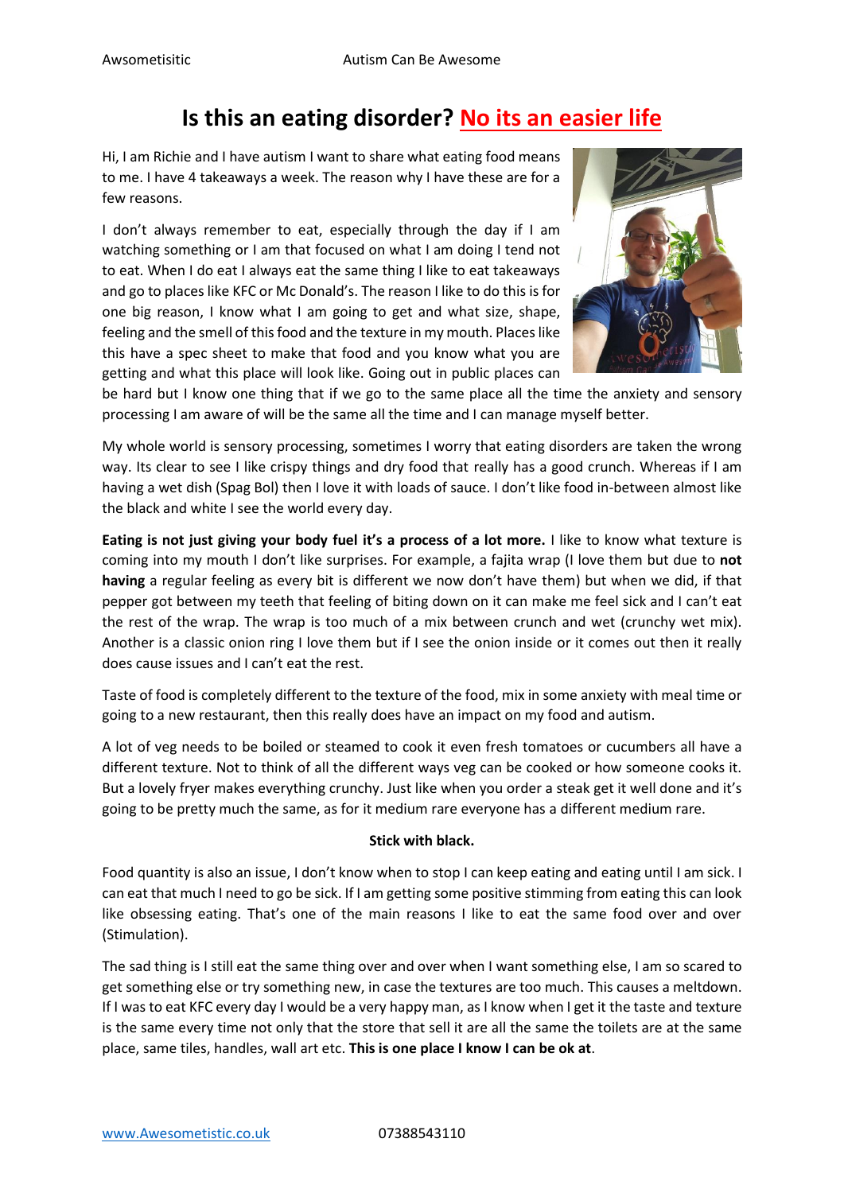# Is this an eating disorder? No its an easier life

Hi, I am Richie and I have autism I want to share what eating food means to me. I have 4 takeaways a week. The reason why I have these are for a few reasons.

I don't always remember to eat, especially through the day if I am watching something or I am that focused on what I am doing I tend not to eat. When I do eat I always eat the same thing I like to eat takeaways and go to places like KFC or Mc Donald's. The reason I like to do this is for one big reason, I know what I am going to get and what size, shape, feeling and the smell of this food and the texture in my mouth. Places like this have a spec sheet to make that food and you know what you are getting and what this place will look like. Going out in public places can be hard but I know one thing that if we go to the same place all the time the anxiety and sensory processing I am aware of will be the same all the time and I can manage myself better.

My whole world is sensory processing, sometimes I worry that eating disorders are taken the wrong way. Its clear to see I like crispy things and dry food that really has a good crunch. Whereas if I am having a wet dish (Spag Bol) then I love it with loads of sauce. I don't like food in-between almost like the black and white I see the world every day.

**Eating is not just giving your body fuel it's a process of a lot more.** I like to know what texture is coming into my mouth I don't like surprises. For example, a fajita wrap (I love them but due to **not having** a regular feeling as every bit is different we now don't have them) but when we did, if that pepper got between my teeth that feeling of biting down on it can make me feel sick and I can't eat the rest of the wrap. The wrap is too much of a mix between crunch and wet (crunchy wet mix). Another is a classic onion ring I love them but if I see the onion inside or it comes out then it really does cause issues and I can't eat the rest.

Taste of food is completely different to the texture of the food, mix in some anxiety with meal time or going to a new restaurant, then this really does have an impact on my food and autism.

A lot of veg needs to be boiled or steamed to cook it even fresh tomatoes or cucumbers all have a different texture. Not to think of all the different ways veg can be cooked or how someone cooks it. But a lovely fryer makes everything crunchy. Just like when you order a steak get it well done and it's going to be pretty much the same, as for it medium rare everyone has a different medium rare.

**Stick with black.**

Food quantity is also an issue, I don't know when to stop I can keep eating and eating until I am sick. I can eat that much I need to go be sick. If I am getting some positive stimming from eating this can look like obsessing eating. That's one of the main reasons I like to eat the same food over and over (Stimulation).

The sad thing is I still eat the same thing over and over when I want something else, I am so scared to get something else or try something new, in case the textures are too much. This causes a meltdown. If I was to eat KFC every day I would be a very happy man, as I know when I get it the taste and texture is the same every time not only that the store that sell it are all the same the toilets are at the same place, same tiles, handles, wall art etc. **This is one place I know I can be ok at**.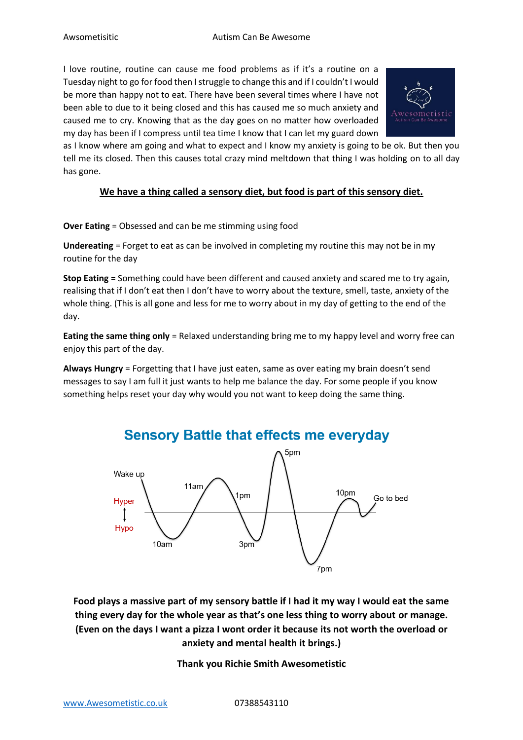I love routine, routine can cause me food problems as if it's a routine on a Tuesday night to go for food then I struggle to change this and if I couldn't I would be more than happy not to eat. There have been several times where I have not been able to due to it being closed and this has caused me so much anxiety and caused me to cry. Knowing that as the day goes on no matter how overloaded my day has been if I compress until tea time I know that I can let my guard down as I know where am going and what to expect and I know my anxiety is going to be ok. But then you tell me its closed. Then this causes total crazy mind meltdown that thing I was holding on to all day has gone.

**We have a thing called a sensory diet, but food is part of this sensory diet.**

**Over Eating** = Obsessed and can be me stimming using food

**Undereating** = Forget to eat as can be involved in completing my routine this may not be in my routine for the day

**Stop Eating** = Something could have been different and caused anxiety and scared me to try again, realising that if I don't eat then I don't have to worry about the texture, smell, taste, anxiety of the whole thing. (This is all gone and less for me to worry about in my day of getting to the end of the day.

**Eating the same thing only** = Relaxed understanding bring me to my happy level and worry free can enjoy this part of the day.

**Always Hungry** = Forgetting that I have just eaten, same as over eating my brain doesn't send messages to say I am full it just wants to help me balance the day. For some people if you know something helps reset your day why would you not want to keep doing the same thing.

## Sensory Battle that effects me everyday

Wake up
Hyper
Hypo
10am
11am
1pm
3pm
5pm
7pm
10pm
Go to bed

**Food plays a massive part of my sensory battle if I had it my way I would eat the same thing every day for the whole year as that's one less thing to worry about or manage. (Even on the days I want a pizza I wont order it because its not worth the overload or anxiety and mental health it brings.)**

**Thank you Richie Smith Awesometistic**